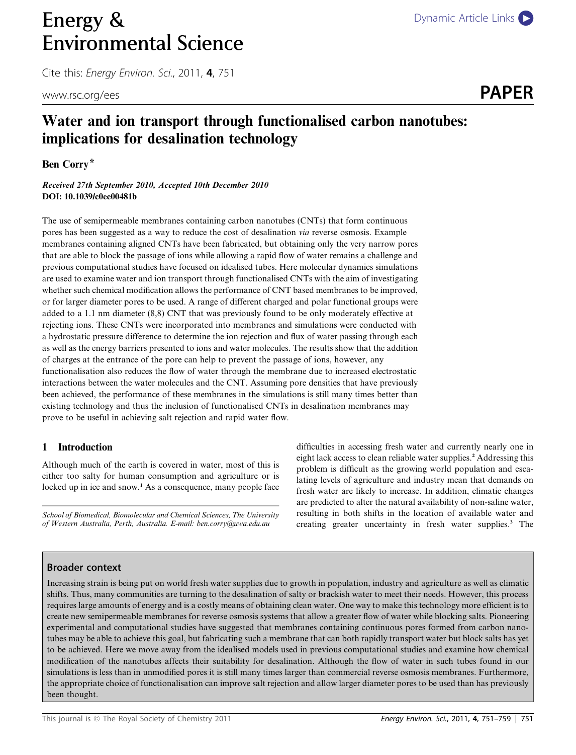# Energy & Environmental Science

Cite this: *Energy Environ. Sci.*, 2011, **4**, 751

www.rsc.org/ees

**PAPER**

# Water and ion transport through functionalised carbon nanotubes: implications for desalination technology

**Ben Corry***

***Received 27th September 2010, Accepted 10th December 2010***
**DOI: 10.1039/c0ee00481b**

The use of semipermeable membranes containing carbon nanotubes (CNTs) that form continuous pores has been suggested as a way to reduce the cost of desalination *via* reverse osmosis. Example membranes containing aligned CNTs have been fabricated, but obtaining only the very narrow pores that are able to block the passage of ions while allowing a rapid flow of water remains a challenge and previous computational studies have focused on idealised tubes. Here molecular dynamics simulations are used to examine water and ion transport through functionalised CNTs with the aim of investigating whether such chemical modification allows the performance of CNT based membranes to be improved, or for larger diameter pores to be used. A range of different charged and polar functional groups were added to a 1.1 nm diameter (8,8) CNT that was previously found to be only moderately effective at rejecting ions. These CNTs were incorporated into membranes and simulations were conducted with a hydrostatic pressure difference to determine the ion rejection and flux of water passing through each as well as the energy barriers presented to ions and water molecules. The results show that the addition of charges at the entrance of the pore can help to prevent the passage of ions, however, any functionalisation also reduces the flow of water through the membrane due to increased electrostatic interactions between the water molecules and the CNT. Assuming pore densities that have previously been achieved, the performance of these membranes in the simulations is still many times better than existing technology and thus the inclusion of functionalised CNTs in desalination membranes may prove to be useful in achieving salt rejection and rapid water flow.

## 1 Introduction

Although much of the earth is covered in water, most of this is either too salty for human consumption and agriculture or is locked up in ice and snow.[1] As a consequence, many people face difficulties in accessing fresh water and currently nearly one in eight lack access to clean reliable water supplies.[2] Addressing this problem is difficult as the growing world population and escalating levels of agriculture and industry mean that demands on fresh water are likely to increase. In addition, climatic changes are predicted to alter the natural availability of non-saline water, resulting in both shifts in the location of available water and creating greater uncertainty in fresh water supplies.[3] The

*School of Biomedical, Biomolecular and Chemical Sciences, The University of Western Australia, Perth, Australia. E-mail: ben.corry@uwa.edu.au*

### Broader context

Increasing strain is being put on world fresh water supplies due to growth in population, industry and agriculture as well as climatic shifts. Thus, many communities are turning to the desalination of salty or brackish water to meet their needs. However, this process requires large amounts of energy and is a costly means of obtaining clean water. One way to make this technology more efficient is to create new semipermeable membranes for reverse osmosis systems that allow a greater flow of water while blocking salts. Pioneering experimental and computational studies have suggested that membranes containing continuous pores formed from carbon nanotubes may be able to achieve this goal, but fabricating such a membrane that can both rapidly transport water but block salts has yet to be achieved. Here we move away from the idealised models used in previous computational studies and examine how chemical modification of the nanotubes affects their suitability for desalination. Although the flow of water in such tubes found in our simulations is less than in unmodified pores it is still many times larger than commercial reverse osmosis membranes. Furthermore, the appropriate choice of functionalisation can improve salt rejection and allow larger diameter pores to be used than has previously been thought.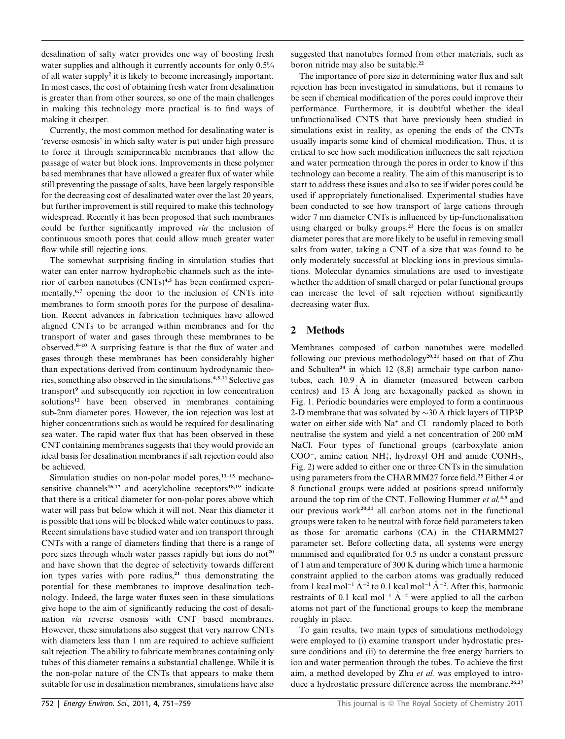desalination of salty water provides one way of boosting fresh water supplies and although it currently accounts for only 0.5% of all water supply[2] it is likely to become increasingly important. In most cases, the cost of obtaining fresh water from desalination is greater than from other sources, so one of the main challenges in making this technology more practical is to find ways of making it cheaper.

Currently, the most common method for desalinating water is 'reverse osmosis' in which salty water is put under high pressure to force it through semipermeable membranes that allow the passage of water but block ions. Improvements in these polymer based membranes that have allowed a greater flux of water while still preventing the passage of salts, have been largely responsible for the decreasing cost of desalinated water over the last 20 years, but further improvement is still required to make this technology widespread. Recently it has been proposed that such membranes could be further significantly improved *via* the inclusion of continuous smooth pores that could allow much greater water flow while still rejecting ions.

The somewhat surprising finding in simulation studies that water can enter narrow hydrophobic channels such as the interior of carbon nanotubes (CNTs)[4,5] has been confirmed experimentally,[6,7] opening the door to the inclusion of CNTs into membranes to form smooth pores for the purpose of desalination. Recent advances in fabrication techniques have allowed aligned CNTs to be arranged within membranes and for the transport of water and gases through these membranes to be observed.[8–10] A surprising feature is that the flux of water and gases through these membranes has been considerably higher than expectations derived from continuum hydrodynamic theories, something also observed in the simulations.[4,5,11] Selective gas transport[9] and subsequently ion rejection in low concentration solutions[12] have been observed in membranes containing sub-2nm diameter pores. However, the ion rejection was lost at higher concentrations such as would be required for desalinating sea water. The rapid water flux that has been observed in these CNT containing membranes suggests that they would provide an ideal basis for desalination membranes if salt rejection could also be achieved.

Simulation studies on non-polar model pores,[13–15] mechanosensitive channels[16,17] and acetylcholine receptors[18,19] indicate that there is a critical diameter for non-polar pores above which water will pass but below which it will not. Near this diameter it is possible that ions will be blocked while water continues to pass. Recent simulations have studied water and ion transport through CNTs with a range of diameters finding that there is a range of pore sizes through which water passes rapidly but ions do not[20] and have shown that the degree of selectivity towards different ion types varies with pore radius,[21] thus demonstrating the potential for these membranes to improve desalination technology. Indeed, the large water fluxes seen in these simulations give hope to the aim of significantly reducing the cost of desalination *via* reverse osmosis with CNT based membranes. However, these simulations also suggest that very narrow CNTs with diameters less than 1 nm are required to achieve sufficient salt rejection. The ability to fabricate membranes containing only tubes of this diameter remains a substantial challenge. While it is the non-polar nature of the CNTs that appears to make them suitable for use in desalination membranes, simulations have also suggested that nanotubes formed from other materials, such as boron nitride may also be suitable.[22]

The importance of pore size in determining water flux and salt rejection has been investigated in simulations, but it remains to be seen if chemical modification of the pores could improve their performance. Furthermore, it is doubtful whether the ideal unfunctionalised CNTS that have previously been studied in simulations exist in reality, as opening the ends of the CNTs usually imparts some kind of chemical modification. Thus, it is critical to see how such modification influences the salt rejection and water permeation through the pores in order to know if this technology can become a reality. The aim of this manuscript is to start to address these issues and also to see if wider pores could be used if appropriately functionalised. Experimental studies have been conducted to see how transport of large cations through wider 7 nm diameter CNTs is influenced by tip-functionalisation using charged or bulky groups.[23] Here the focus is on smaller diameter pores that are more likely to be useful in removing small salts from water, taking a CNT of a size that was found to be only moderately successful at blocking ions in previous simulations. Molecular dynamics simulations are used to investigate whether the addition of small charged or polar functional groups can increase the level of salt rejection without significantly decreasing water flux.

## 2 Methods

Membranes composed of carbon nanotubes were modelled following our previous methodology[20,21] based on that of Zhu and Schulten[24] in which 12 (8,8) armchair type carbon nanotubes, each 10.9 Å in diameter (measured between carbon centres) and 13 Å long are hexagonally packed as shown in Fig. 1. Periodic boundaries were employed to form a continuous 2-D membrane that was solvated by ~30 Å thick layers of TIP3P water on either side with $Na^+$ and $Cl^-$ randomly placed to both neutralise the system and yield a net concentration of 200 mM NaCl. Four types of functional groups (carboxylate anion $COO^-$, amine cation $NH_3^+$, hydroxyl OH and amide $CONH_2$, Fig. 2) were added to either one or three CNTs in the simulation using parameters from the CHARMM27 force field.[25] Either 4 or 8 functional groups were added at positions spread uniformly around the top rim of the CNT. Following Hummer *et al.*[4,5] and our previous work[20,21] all carbon atoms not in the functional groups were taken to be neutral with force field parameters taken as those for aromatic carbons (CA) in the CHARMM27 parameter set. Before collecting data, all systems were energy minimised and equilibrated for 0.5 ns under a constant pressure of 1 atm and temperature of 300 K during which time a harmonic constraint applied to the carbon atoms was gradually reduced from 1 kcal mol$^{-1}$ Å$^{-2}$ to 0.1 kcal mol$^{-1}$ Å$^{-2}$. After this, harmonic restraints of 0.1 kcal mol$^{-1}$ Å$^{-2}$ were applied to all the carbon atoms not part of the functional groups to keep the membrane roughly in place.

To gain results, two main types of simulations methodology were employed to (i) examine transport under hydrostatic pressure conditions and (ii) to determine the free energy barriers to ion and water permeation through the tubes. To achieve the first aim, a method developed by Zhu *et al.* was employed to introduce a hydrostatic pressure difference across the membrane.[26,27]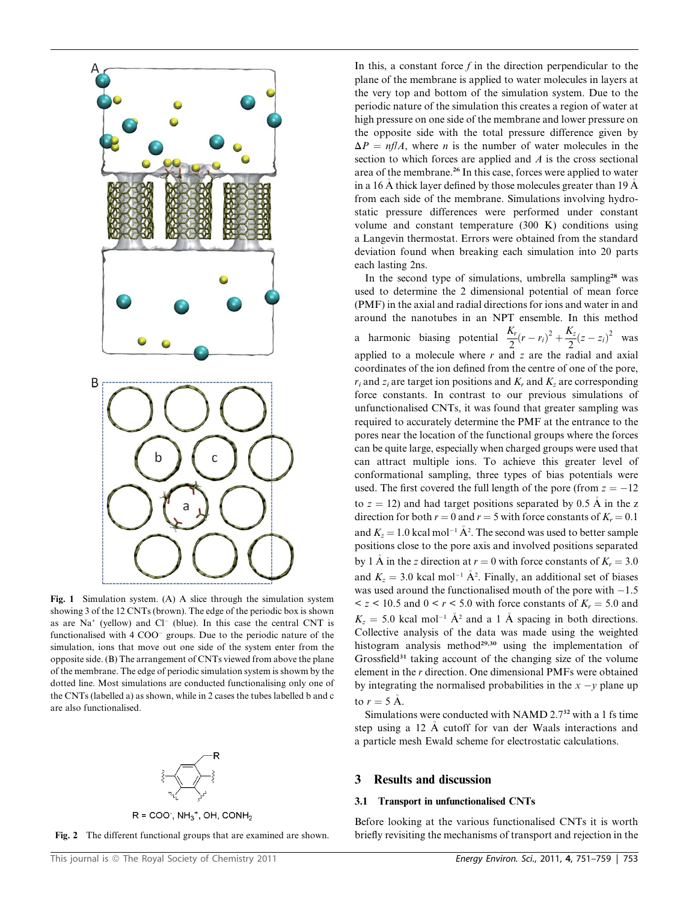Fig. 1 Simulation system. (A) A slice through the simulation system showing 3 of the 12 CNTs (brown). The edge of the periodic box is shown as are $Na^+$ (yellow) and $Cl^-$ (blue). In this case the central CNT is functionalised with 4 $COO^-$ groups. Due to the periodic nature of the simulation, ions that move out one side of the system enter from the opposite side. (B) The arrangement of CNTs viewed from above the plane of the membrane. The edge of periodic simulation system is showm by the dotted line. Most simulations are conducted functionalising only one of the CNTs (labelled a) as shown, while in 2 cases the tubes labelled b and c are also functionalised.

R = $COO^-$, $NH_3^+$, OH, $CONH_2$

Fig. 2 The different functional groups that are examined are shown.

In this, a constant force $f$ in the direction perpendicular to the plane of the membrane is applied to water molecules in layers at the very top and bottom of the simulation system. Due to the periodic nature of the simulation this creates a region of water at high pressure on one side of the membrane and lower pressure on the opposite side with the total pressure difference given by $\Delta P = nf/A$, where $n$ is the number of water molecules in the section to which forces are applied and $A$ is the cross sectional area of the membrane.[26] In this case, forces were applied to water in a 16 Å thick layer defined by those molecules greater than 19 Å from each side of the membrane. Simulations involving hydrostatic pressure differences were performed under constant volume and constant temperature (300 K) conditions using a Langevin thermostat. Errors were obtained from the standard deviation found when breaking each simulation into 20 parts each lasting 2ns.

In the second type of simulations, umbrella sampling[28] was used to determine the 2 dimensional potential of mean force (PMF) in the axial and radial directions for ions and water in and around the nanotubes in an NPT ensemble. In this method a harmonic biasing potential $\frac{K_r}{2}(r - r_i)^2 + \frac{K_z}{2}(z - z_i)^2$ was applied to a molecule where $r$ and $z$ are the radial and axial coordinates of the ion defined from the centre of one of the pore, $r_i$ and $z_i$ are target ion positions and $K_r$ and $K_z$ are corresponding force constants. In contrast to our previous simulations of unfunctionalised CNTs, it was found that greater sampling was required to accurately determine the PMF at the entrance to the pores near the location of the functional groups where the forces can be quite large, especially when charged groups were used that can attract multiple ions. To achieve this greater level of conformational sampling, three types of bias potentials were used. The first covered the full length of the pore (from $z = -12$ to $z = 12$) and had target positions separated by 0.5 Å in the z direction for both $r = 0$ and $r = 5$ with force constants of $K_r = 0.1$ and $K_z = 1.0$ kcal mol$^{-1}$ Å$^2$. The second was used to better sample positions close to the pore axis and involved positions separated by 1 Å in the $z$ direction at $r = 0$ with force constants of $K_r = 3.0$ and $K_z = 3.0$ kcal mol$^{-1}$ Å$^2$. Finally, an additional set of biases was used around the functionalised mouth of the pore with $-1.5 < z < 10.5$ and $0 < r < 5.0$ with force constants of $K_r = 5.0$ and $K_z = 5.0$ kcal mol$^{-1}$ Å$^2$ and a 1 Å spacing in both directions. Collective analysis of the data was made using the weighted histogram analysis method[29,30] using the implementation of Grossfield[31] taking account of the changing size of the volume element in the $r$ direction. One dimensional PMFs were obtained by integrating the normalised probabilities in the $x - y$ plane up to $r = 5$ Å.

Simulations were conducted with NAMD 2.7[32] with a 1 fs time step using a 12 Å cutoff for van der Waals interactions and a particle mesh Ewald scheme for electrostatic calculations.

## 3 Results and discussion

### 3.1 Transport in unfunctionalised CNTs

Before looking at the various functionalised CNTs it is worth briefly revisiting the mechanisms of transport and rejection in the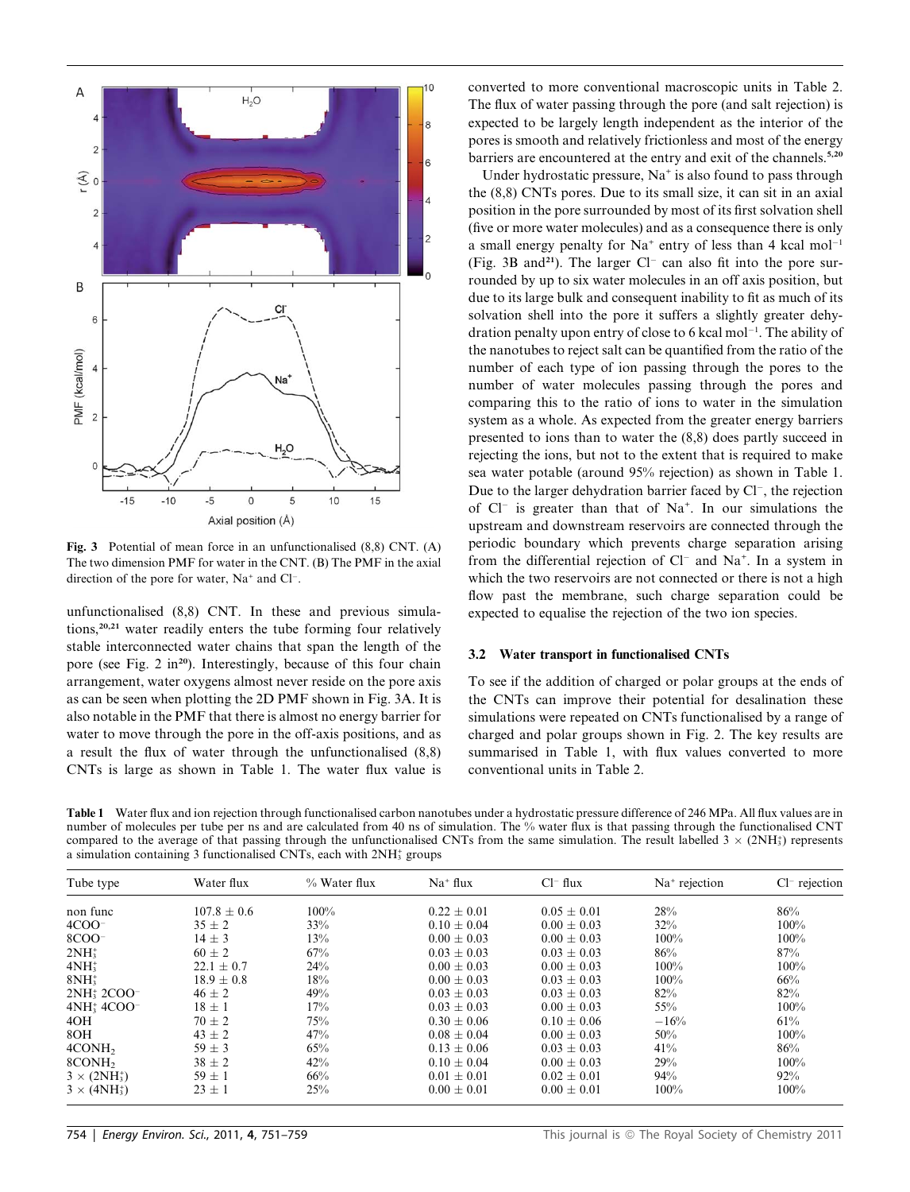Fig. 3 Potential of mean force in an unfunctionalised (8,8) CNT. (A) The two dimension PMF for water in the CNT. (B) The PMF in the axial direction of the pore for water, $Na^+$ and $Cl^-$.

unfunctionalised (8,8) CNT. In these and previous simulations,[20,21] water readily enters the tube forming four relatively stable interconnected water chains that span the length of the pore (see Fig. 2 in[20]). Interestingly, because of this four chain arrangement, water oxygens almost never reside on the pore axis as can be seen when plotting the 2D PMF shown in Fig. 3A. It is also notable in the PMF that there is almost no energy barrier for water to move through the pore in the off-axis positions, and as a result the flux of water through the unfunctionalised (8,8) CNTs is large as shown in Table 1. The water flux value is converted to more conventional macroscopic units in Table 2. The flux of water passing through the pore (and salt rejection) is expected to be largely length independent as the interior of the pores is smooth and relatively frictionless and most of the energy barriers are encountered at the entry and exit of the channels.[5,20]

Under hydrostatic pressure, $Na^+$ is also found to pass through the (8,8) CNTs pores. Due to its small size, it can sit in an axial position in the pore surrounded by most of its first solvation shell (five or more water molecules) and as a consequence there is only a small energy penalty for $Na^+$ entry of less than 4 kcal $mol^{-1}$ (Fig. 3B and[21]). The larger $Cl^-$ can also fit into the pore surrounded by up to six water molecules in an off axis position, but due to its large bulk and consequent inability to fit as much of its solvation shell into the pore it suffers a slightly greater dehydration penalty upon entry of close to 6 kcal $mol^{-1}$. The ability of the nanotubes to reject salt can be quantified from the ratio of the number of each type of ion passing through the pores to the number of water molecules passing through the pores and comparing this to the ratio of ions to water in the simulation system as a whole. As expected from the greater energy barriers presented to ions than to water the (8,8) does partly succeed in rejecting the ions, but not to the extent that is required to make sea water potable (around 95% rejection) as shown in Table 1. Due to the larger dehydration barrier faced by $Cl^-$, the rejection of $Cl^-$ is greater than that of $Na^+$. In our simulations the upstream and downstream reservoirs are connected through the periodic boundary which prevents charge separation arising from the differential rejection of $Cl^-$ and $Na^+$. In a system in which the two reservoirs are not connected or there is not a high flow past the membrane, such charge separation could be expected to equalise the rejection of the two ion species.

### 3.2 Water transport in functionalised CNTs

To see if the addition of charged or polar groups at the ends of the CNTs can improve their potential for desalination these simulations were repeated on CNTs functionalised by a range of charged and polar groups shown in Fig. 2. The key results are summarised in Table 1, with flux values converted to more conventional units in Table 2.

**Table 1** Water flux and ion rejection through functionalised carbon nanotubes under a hydrostatic pressure difference of 246 MPa. All flux values are in number of molecules per tube per ns and are calculated from 40 ns of simulation. The % water flux is that passing through the functionalised CNT compared to the average of that passing through the unfunctionalised CNTs from the same simulation. The result labelled $3 \times (2NH_3^+)$ represents a simulation containing 3 functionalised CNTs, each with $2NH_3^+$ groups

| Tube type | Water flux | % Water flux | $Na^+$ flux | $Cl^-$ flux | $Na^+$ rejection | $Cl^-$ rejection |
|---|---|---|---|---|---|---|
| non func | 107.8 ± 0.6 | 100% | 0.22 ± 0.01 | 0.05 ± 0.01 | 28% | 86% |
| $4COO^-$ | 35 ± 2 | 33% | 0.10 ± 0.04 | 0.00 ± 0.03 | 32% | 100% |
| $8COO^-$ | 14 ± 3 | 13% | 0.00 ± 0.03 | 0.00 ± 0.03 | 100% | 100% |
| $2NH_3^+$ | 60 ± 2 | 67% | 0.03 ± 0.03 | 0.03 ± 0.03 | 86% | 87% |
| $4NH_3^+$ | 22.1 ± 0.7 | 24% | 0.00 ± 0.03 | 0.00 ± 0.03 | 100% | 100% |
| $8NH_3^+$ | 18.9 ± 0.8 | 18% | 0.00 ± 0.03 | 0.03 ± 0.03 | 100% | 66% |
| $2NH_3^+$ $2COO^-$ | 46 ± 2 | 49% | 0.03 ± 0.03 | 0.03 ± 0.03 | 82% | 82% |
| $4NH_3^+$ $4COO^-$ | 18 ± 1 | 17% | 0.03 ± 0.03 | 0.00 ± 0.03 | 55% | 100% |
| 4OH | 70 ± 2 | 75% | 0.30 ± 0.06 | 0.10 ± 0.06 | −16% | 61% |
| 8OH | 43 ± 2 | 47% | 0.08 ± 0.04 | 0.00 ± 0.03 | 50% | 100% |
| $4CONH_2$ | 59 ± 3 | 65% | 0.13 ± 0.06 | 0.03 ± 0.03 | 41% | 86% |
| $8CONH_2$ | 38 ± 2 | 42% | 0.10 ± 0.04 | 0.00 ± 0.03 | 29% | 100% |
| $3 \times (2NH_3^+)$ | 59 ± 1 | 66% | 0.01 ± 0.01 | 0.02 ± 0.01 | 94% | 92% |
| $3 \times (4NH_3^+)$ | 23 ± 1 | 25% | 0.00 ± 0.01 | 0.00 ± 0.01 | 100% | 100% |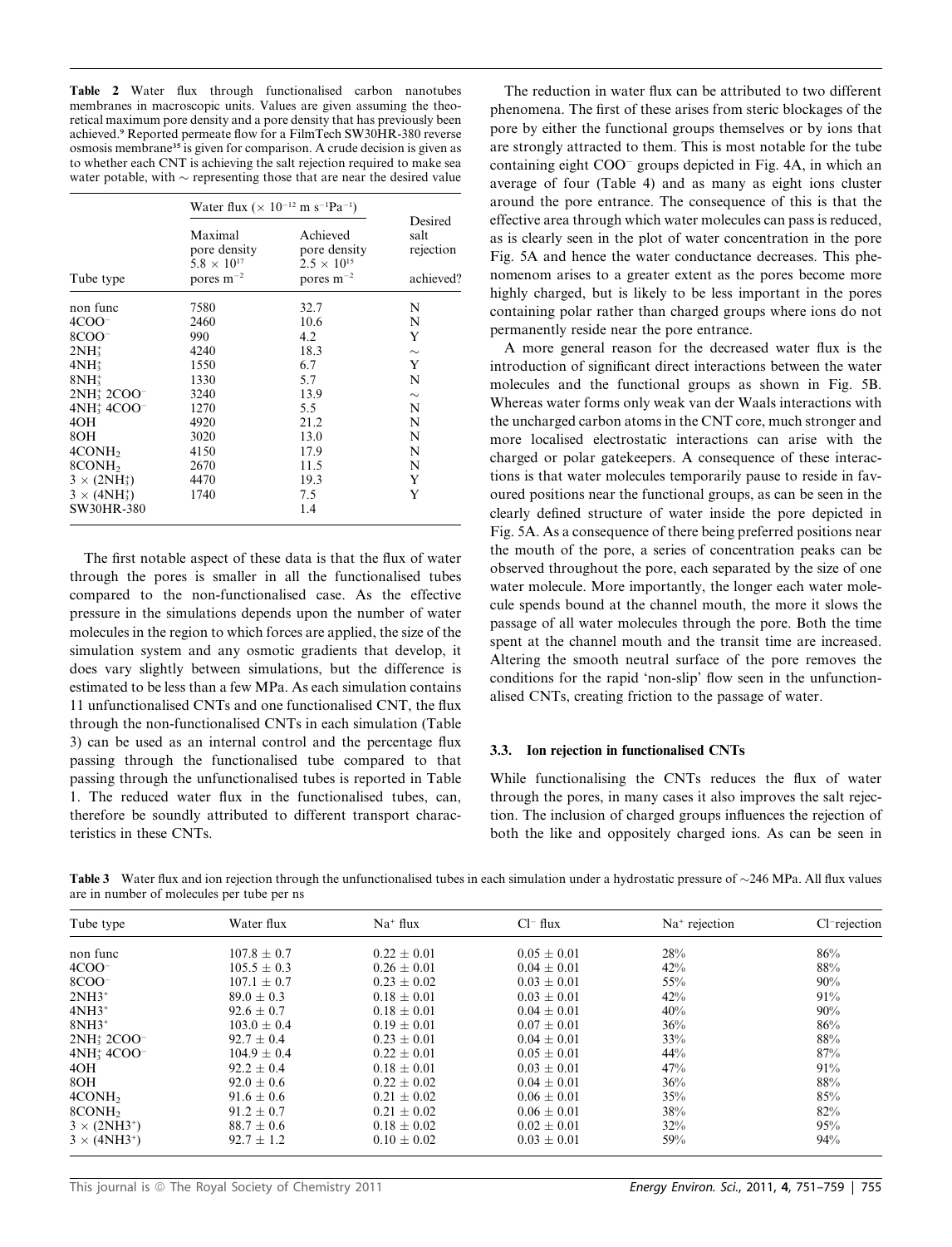**Table 2** Water flux through functionalised carbon nanotubes membranes in macroscopic units. Values are given assuming the theoretical maximum pore density and a pore density that has previously been achieved.[9] Reported permeate flow for a FilmTech SW30HR-380 reverse osmosis membrane[35] is given for comparison. A crude decision is given as to whether each CNT is achieving the salt rejection required to make sea water potable, with ~ representing those that are near the desired value

| Tube type | Water flux ($\times 10^{-12}$ m s$^{-1}$Pa$^{-1}$) Maximal pore density $5.8 \times 10^{17}$ pores m$^{-2}$ | Achieved pore density $2.5 \times 10^{15}$ pores m$^{-2}$ | Desired salt rejection achieved? |
|---|---|---|---|
| non func | 7580 | 32.7 | N |
| $4COO^-$ | 2460 | 10.6 | N |
| $8COO^-$ | 990 | 4.2 | Y |
| $2NH_3^+$ | 4240 | 18.3 | ~ |
| $4NH_3^+$ | 1550 | 6.7 | Y |
| $8NH_3^+$ | 1330 | 5.7 | N |
| $2NH_3^+$ $2COO^-$ | 3240 | 13.9 | ~ |
| $4NH_3^+$ $4COO^-$ | 1270 | 5.5 | N |
| 4OH | 4920 | 21.2 | N |
| 8OH | 3020 | 13.0 | N |
| $4CONH_2$ | 4150 | 17.9 | N |
| $8CONH_2$ | 2670 | 11.5 | N |
| $3 \times (2NH_3^+)$ | 4470 | 19.3 | Y |
| $3 \times (4NH_3^+)$ | 1740 | 7.5 | Y |
| SW30HR-380 | | 1.4 | |

The first notable aspect of these data is that the flux of water through the pores is smaller in all the functionalised tubes compared to the non-functionalised case. As the effective pressure in the simulations depends upon the number of water molecules in the region to which forces are applied, the size of the simulation system and any osmotic gradients that develop, it does vary slightly between simulations, but the difference is estimated to be less than a few MPa. As each simulation contains 11 unfunctionalised CNTs and one functionalised CNT, the flux through the non-functionalised CNTs in each simulation (Table 3) can be used as an internal control and the percentage flux passing through the functionalised tube compared to that passing through the unfunctionalised tubes is reported in Table 1. The reduced water flux in the functionalised tubes, can, therefore be soundly attributed to different transport characteristics in these CNTs.

The reduction in water flux can be attributed to two different phenomena. The first of these arises from steric blockages of the pore by either the functional groups themselves or by ions that are strongly attracted to them. This is most notable for the tube containing eight $COO^-$ groups depicted in Fig. 4A, in which an average of four (Table 4) and as many as eight ions cluster around the pore entrance. The consequence of this is that the effective area through which water molecules can pass is reduced, as is clearly seen in the plot of water concentration in the pore Fig. 5A and hence the water conductance decreases. This phenomenom arises to a greater extent as the pores become more highly charged, but is likely to be less important in the pores containing polar rather than charged groups where ions do not permanently reside near the pore entrance.

A more general reason for the decreased water flux is the introduction of significant direct interactions between the water molecules and the functional groups as shown in Fig. 5B. Whereas water forms only weak van der Waals interactions with the uncharged carbon atoms in the CNT core, much stronger and more localised electrostatic interactions can arise with the charged or polar gatekeepers. A consequence of these interactions is that water molecules temporarily pause to reside in favoured positions near the functional groups, as can be seen in the clearly defined structure of water inside the pore depicted in Fig. 5A. As a consequence of there being preferred positions near the mouth of the pore, a series of concentration peaks can be observed throughout the pore, each separated by the size of one water molecule. More importantly, the longer each water molecule spends bound at the channel mouth, the more it slows the passage of all water molecules through the pore. Both the time spent at the channel mouth and the transit time are increased. Altering the smooth neutral surface of the pore removes the conditions for the rapid 'non-slip' flow seen in the unfunctionalised CNTs, creating friction to the passage of water.

### 3.3. Ion rejection in functionalised CNTs

While functionalising the CNTs reduces the flux of water through the pores, in many cases it also improves the salt rejection. The inclusion of charged groups influences the rejection of both the like and oppositely charged ions. As can be seen in

**Table 3** Water flux and ion rejection through the unfunctionalised tubes in each simulation under a hydrostatic pressure of ~246 MPa. All flux values are in number of molecules per tube per ns

| Tube type | Water flux | $Na^+$ flux | $Cl^-$ flux | $Na^+$ rejection | $Cl^-$ rejection |
|---|---|---|---|---|---|
| non func | $107.8 \pm 0.7$ | $0.22 \pm 0.01$ | $0.05 \pm 0.01$ | 28% | 86% |
| $4COO^-$ | $105.5 \pm 0.3$ | $0.26 \pm 0.01$ | $0.04 \pm 0.01$ | 42% | 88% |
| $8COO^-$ | $107.1 \pm 0.7$ | $0.23 \pm 0.02$ | $0.03 \pm 0.01$ | 55% | 90% |
| $2NH3^+$ | $89.0 \pm 0.3$ | $0.18 \pm 0.01$ | $0.03 \pm 0.01$ | 42% | 91% |
| $4NH3^+$ | $92.6 \pm 0.7$ | $0.18 \pm 0.01$ | $0.04 \pm 0.01$ | 40% | 90% |
| $8NH3^+$ | $103.0 \pm 0.4$ | $0.19 \pm 0.01$ | $0.07 \pm 0.01$ | 36% | 86% |
| $2NH_3^+$ $2COO^-$ | $92.7 \pm 0.4$ | $0.23 \pm 0.01$ | $0.04 \pm 0.01$ | 33% | 88% |
| $4NH_3^+$ $4COO^-$ | $104.9 \pm 0.4$ | $0.22 \pm 0.01$ | $0.05 \pm 0.01$ | 44% | 87% |
| 4OH | $92.2 \pm 0.4$ | $0.18 \pm 0.01$ | $0.03 \pm 0.01$ | 47% | 91% |
| 8OH | $92.0 \pm 0.6$ | $0.22 \pm 0.02$ | $0.04 \pm 0.01$ | 36% | 88% |
| $4CONH_2$ | $91.6 \pm 0.6$ | $0.21 \pm 0.02$ | $0.06 \pm 0.01$ | 35% | 85% |
| $8CONH_2$ | $91.2 \pm 0.7$ | $0.21 \pm 0.02$ | $0.06 \pm 0.01$ | 38% | 82% |
| $3 \times (2NH3^+)$ | $88.7 \pm 0.6$ | $0.18 \pm 0.02$ | $0.02 \pm 0.01$ | 32% | 95% |
| $3 \times (4NH3^+)$ | $92.7 \pm 1.2$ | $0.10 \pm 0.02$ | $0.03 \pm 0.01$ | 59% | 94% |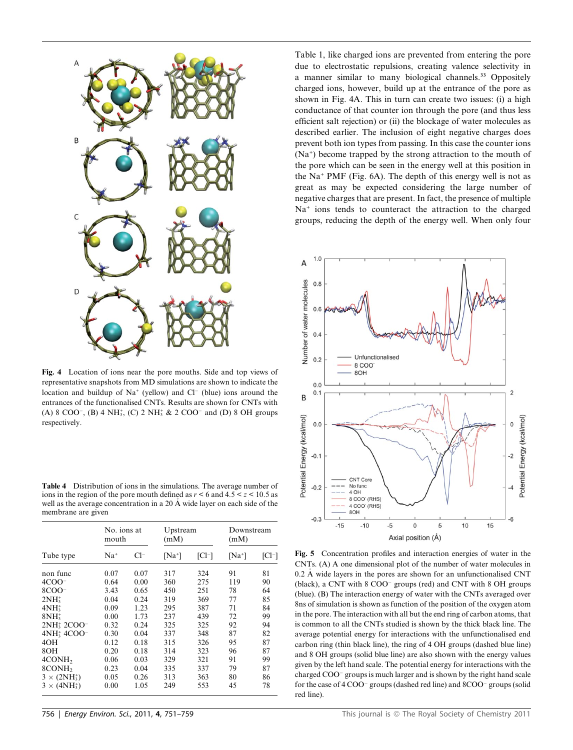Fig. 4 Location of ions near the pore mouths. Side and top views of representative snapshots from MD simulations are shown to indicate the location and buildup of $Na^+$ (yellow) and $Cl^-$ (blue) ions around the entrances of the functionalised CNTs. Results are shown for CNTs with (A) 8 $COO^-$, (B) 4 $NH_3^+$, (C) 2 $NH_3^+$ & 2 $COO^-$ and (D) 8 OH groups respectively.

Table 4 Distribution of ions in the simulations. The average number of ions in the region of the pore mouth defined as $r < 6$ and $4.5 < z < 10.5$ as well as the average concentration in a 20 Å wide layer on each side of the membrane are given

| Tube type | No. ions at mouth | | Upstream (mM) | | Downstream (mM) | |
|---|---|---|---|---|---|---|
| | $Na^+$ | $Cl^-$ | $[Na^+]$ | $[Cl^-]$ | $[Na^+]$ | $[Cl^-]$ |
| non func | 0.07 | 0.07 | 317 | 324 | 91 | 81 |
| $4COO^-$ | 0.64 | 0.00 | 360 | 275 | 119 | 90 |
| $8COO^-$ | 3.43 | 0.65 | 450 | 251 | 78 | 64 |
| $2NH_3^+$ | 0.04 | 0.24 | 319 | 369 | 77 | 85 |
| $4NH_3^+$ | 0.09 | 1.23 | 295 | 387 | 71 | 84 |
| $8NH_3^+$ | 0.00 | 1.73 | 237 | 439 | 72 | 99 |
| $2NH_3^+$ $2COO^-$ | 0.32 | 0.24 | 325 | 325 | 92 | 94 |
| $4NH_3^+$ $4COO^-$ | 0.30 | 0.04 | 337 | 348 | 87 | 82 |
| 4OH | 0.12 | 0.18 | 315 | 326 | 95 | 87 |
| 8OH | 0.20 | 0.18 | 314 | 323 | 96 | 87 |
| $4CONH_2$ | 0.06 | 0.03 | 329 | 321 | 91 | 99 |
| $8CONH_2$ | 0.23 | 0.04 | 335 | 337 | 79 | 87 |
| $3 \times (2NH_3^+)$ | 0.05 | 0.26 | 313 | 363 | 80 | 86 |
| $3 \times (4NH_3^+)$ | 0.00 | 1.05 | 249 | 553 | 45 | 78 |

Table 1, like charged ions are prevented from entering the pore due to electrostatic repulsions, creating valence selectivity in a manner similar to many biological channels.[33] Oppositely charged ions, however, build up at the entrance of the pore as shown in Fig. 4A. This in turn can create two issues: (i) a high conductance of that counter ion through the pore (and thus less efficient salt rejection) or (ii) the blockage of water molecules as described earlier. The inclusion of eight negative charges does prevent both ion types from passing. In this case the counter ions ($Na^+$) become trapped by the strong attraction to the mouth of the pore which can be seen in the energy well at this position in the $Na^+$ PMF (Fig. 6A). The depth of this energy well is not as great as may be expected considering the large number of negative charges that are present. In fact, the presence of multiple $Na^+$ ions tends to counteract the attraction to the charged groups, reducing the depth of the energy well. When only four

Fig. 5 Concentration profiles and interaction energies of water in the CNTs. (A) A one dimensional plot of the number of water molecules in 0.2 Å wide layers in the pores are shown for an unfunctionalised CNT (black), a CNT with 8 $COO^-$ groups (red) and CNT with 8 OH groups (blue). (B) The interaction energy of water with the CNTs averaged over 8ns of simulation is shown as function of the position of the oxygen atom in the pore. The interaction with all but the end ring of carbon atoms, that is common to all the CNTs studied is shown by the thick black line. The average potential energy for interactions with the unfunctionalised end carbon ring (thin black line), the ring of 4 OH groups (dashed blue line) and 8 OH groups (solid blue line) are also shown with the energy values given by the left hand scale. The potential energy for interactions with the charged $COO^-$ groups is much larger and is shown by the right hand scale for the case of 4 $COO^-$ groups (dashed red line) and $8COO^-$ groups (solid red line).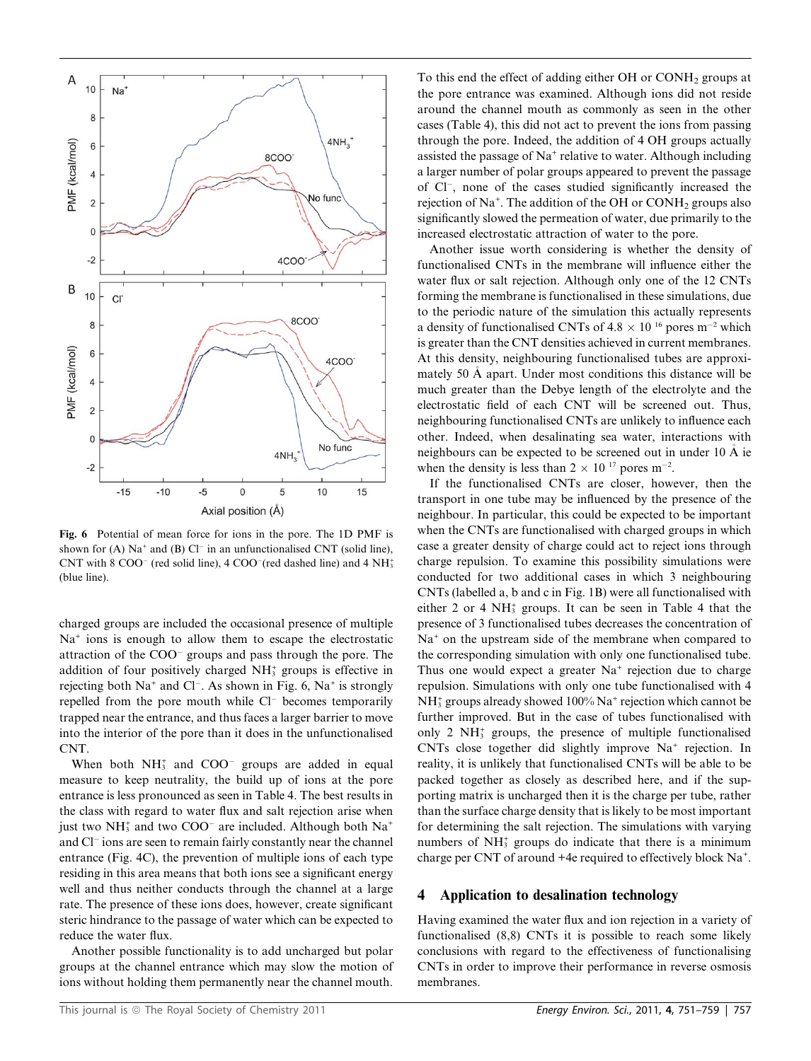Fig. 6 Potential of mean force for ions in the pore. The 1D PMF is shown for (A) $Na^+$ and (B) $Cl^-$ in an unfunctionalised CNT (solid line), CNT with 8 $COO^-$ (red solid line), 4 $COO^-$(red dashed line) and 4 $NH_3^+$ (blue line).

charged groups are included the occasional presence of multiple $Na^+$ ions is enough to allow them to escape the electrostatic attraction of the $COO^-$ groups and pass through the pore. The addition of four positively charged $NH_3^+$ groups is effective in rejecting both $Na^+$ and $Cl^-$. As shown in Fig. 6, $Na^+$ is strongly repelled from the pore mouth while $Cl^-$ becomes temporarily trapped near the entrance, and thus faces a larger barrier to move into the interior of the pore than it does in the unfunctionalised CNT.

When both $NH_3^+$ and $COO^-$ groups are added in equal measure to keep neutrality, the build up of ions at the pore entrance is less pronounced as seen in Table 4. The best results in the class with regard to water flux and salt rejection arise when just two $NH_3^+$ and two $COO^-$ are included. Although both $Na^+$ and $Cl^-$ ions are seen to remain fairly constantly near the channel entrance (Fig. 4C), the prevention of multiple ions of each type residing in this area means that both ions see a significant energy well and thus neither conducts through the channel at a large rate. The presence of these ions does, however, create significant steric hindrance to the passage of water which can be expected to reduce the water flux.

Another possible functionality is to add uncharged but polar groups at the channel entrance which may slow the motion of ions without holding them permanently near the channel mouth. To this end the effect of adding either OH or $CONH_2$ groups at the pore entrance was examined. Although ions did not reside around the channel mouth as commonly as seen in the other cases (Table 4), this did not act to prevent the ions from passing through the pore. Indeed, the addition of 4 OH groups actually assisted the passage of $Na^+$ relative to water. Although including a larger number of polar groups appeared to prevent the passage of $Cl^-$, none of the cases studied significantly increased the rejection of $Na^+$. The addition of the OH or $CONH_2$ groups also significantly slowed the permeation of water, due primarily to the increased electrostatic attraction of water to the pore.

Another issue worth considering is whether the density of functionalised CNTs in the membrane will influence either the water flux or salt rejection. Although only one of the 12 CNTs forming the membrane is functionalised in these simulations, due to the periodic nature of the simulation this actually represents a density of functionalised CNTs of $4.8 \times 10^{16}$ pores $m^{-2}$ which is greater than the CNT densities achieved in current membranes. At this density, neighbouring functionalised tubes are approximately 50 Å apart. Under most conditions this distance will be much greater than the Debye length of the electrolyte and the electrostatic field of each CNT will be screened out. Thus, neighbouring functionalised CNTs are unlikely to influence each other. Indeed, when desalinating sea water, interactions with neighbours can be expected to be screened out in under 10 Å ie when the density is less than $2 \times 10^{17}$ pores $m^{-2}$.

If the functionalised CNTs are closer, however, then the transport in one tube may be influenced by the presence of the neighbour. In particular, this could be expected to be important when the CNTs are functionalised with charged groups in which case a greater density of charge could act to reject ions through charge repulsion. To examine this possibility simulations were conducted for two additional cases in which 3 neighbouring CNTs (labelled a, b and c in Fig. 1B) were all functionalised with either 2 or 4 $NH_3^+$ groups. It can be seen in Table 4 that the presence of 3 functionalised tubes decreases the concentration of $Na^+$ on the upstream side of the membrane when compared to the corresponding simulation with only one functionalised tube. Thus one would expect a greater $Na^+$ rejection due to charge repulsion. Simulations with only one tube functionalised with 4 $NH_3^+$ groups already showed 100% $Na^+$ rejection which cannot be further improved. But in the case of tubes functionalised with only 2 $NH_3^+$ groups, the presence of multiple functionalised CNTs close together did slightly improve $Na^+$ rejection. In reality, it is unlikely that functionalised CNTs will be able to be packed together as closely as described here, and if the supporting matrix is uncharged then it is the charge per tube, rather than the surface charge density that is likely to be most important for determining the salt rejection. The simulations with varying numbers of $NH_3^+$ groups do indicate that there is a minimum charge per CNT of around +4e required to effectively block $Na^+$.

## 4 Application to desalination technology

Having examined the water flux and ion rejection in a variety of functionalised (8,8) CNTs it is possible to reach some likely conclusions with regard to the effectiveness of functionalising CNTs in order to improve their performance in reverse osmosis membranes.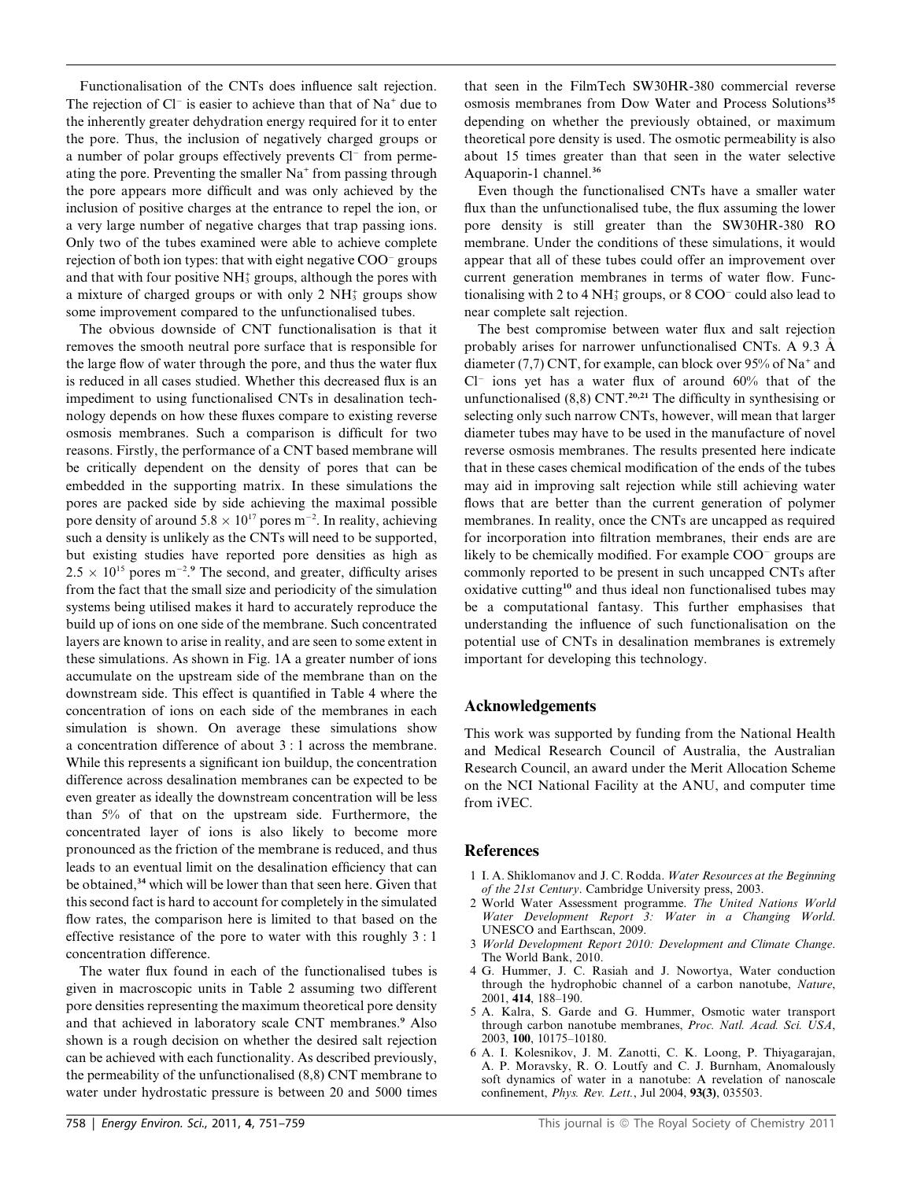Functionalisation of the CNTs does influence salt rejection. The rejection of $Cl^-$ is easier to achieve than that of $Na^+$ due to the inherently greater dehydration energy required for it to enter the pore. Thus, the inclusion of negatively charged groups or a number of polar groups effectively prevents $Cl^-$ from permeating the pore. Preventing the smaller $Na^+$ from passing through the pore appears more difficult and was only achieved by the inclusion of positive charges at the entrance to repel the ion, or a very large number of negative charges that trap passing ions. Only two of the tubes examined were able to achieve complete rejection of both ion types: that with eight negative $COO^-$ groups and that with four positive $NH_3^+$ groups, although the pores with a mixture of charged groups or with only 2 $NH_3^+$ groups show some improvement compared to the unfunctionalised tubes.

The obvious downside of CNT functionalisation is that it removes the smooth neutral pore surface that is responsible for the large flow of water through the pore, and thus the water flux is reduced in all cases studied. Whether this decreased flux is an impediment to using functionalised CNTs in desalination technology depends on how these fluxes compare to existing reverse osmosis membranes. Such a comparison is difficult for two reasons. Firstly, the performance of a CNT based membrane will be critically dependent on the density of pores that can be embedded in the supporting matrix. In these simulations the pores are packed side by side achieving the maximal possible pore density of around $5.8 \times 10^{17}$ pores $m^{-2}$. In reality, achieving such a density is unlikely as the CNTs will need to be supported, but existing studies have reported pore densities as high as $2.5 \times 10^{15}$ pores $m^{-2}$.[9] The second, and greater, difficulty arises from the fact that the small size and periodicity of the simulation systems being utilised makes it hard to accurately reproduce the build up of ions on one side of the membrane. Such concentrated layers are known to arise in reality, and are seen to some extent in these simulations. As shown in Fig. 1A a greater number of ions accumulate on the upstream side of the membrane than on the downstream side. This effect is quantified in Table 4 where the concentration of ions on each side of the membranes in each simulation is shown. On average these simulations show a concentration difference of about 3 : 1 across the membrane. While this represents a significant ion buildup, the concentration difference across desalination membranes can be expected to be even greater as ideally the downstream concentration will be less than 5% of that on the upstream side. Furthermore, the concentrated layer of ions is also likely to become more pronounced as the friction of the membrane is reduced, and thus leads to an eventual limit on the desalination efficiency that can be obtained,[34] which will be lower than that seen here. Given that this second fact is hard to account for completely in the simulated flow rates, the comparison here is limited to that based on the effective resistance of the pore to water with this roughly 3 : 1 concentration difference.

The water flux found in each of the functionalised tubes is given in macroscopic units in Table 2 assuming two different pore densities representing the maximum theoretical pore density and that achieved in laboratory scale CNT membranes.[9] Also shown is a rough decision on whether the desired salt rejection can be achieved with each functionality. As described previously, the permeability of the unfunctionalised (8,8) CNT membrane to water under hydrostatic pressure is between 20 and 5000 times that seen in the FilmTech SW30HR-380 commercial reverse osmosis membranes from Dow Water and Process Solutions[35] depending on whether the previously obtained, or maximum theoretical pore density is used. The osmotic permeability is also about 15 times greater than that seen in the water selective Aquaporin-1 channel.[36]

Even though the functionalised CNTs have a smaller water flux than the unfunctionalised tube, the flux assuming the lower pore density is still greater than the SW30HR-380 RO membrane. Under the conditions of these simulations, it would appear that all of these tubes could offer an improvement over current generation membranes in terms of water flow. Functionalising with 2 to 4 $NH_3^+$ groups, or 8 $COO^-$ could also lead to near complete salt rejection.

The best compromise between water flux and salt rejection probably arises for narrower unfunctionalised CNTs. A 9.3 Å diameter (7,7) CNT, for example, can block over 95% of $Na^+$ and $Cl^-$ ions yet has a water flux of around 60% that of the unfunctionalised (8,8) CNT.[20,21] The difficulty in synthesising or selecting only such narrow CNTs, however, will mean that larger diameter tubes may have to be used in the manufacture of novel reverse osmosis membranes. The results presented here indicate that in these cases chemical modification of the ends of the tubes may aid in improving salt rejection while still achieving water flows that are better than the current generation of polymer membranes. In reality, once the CNTs are uncapped as required for incorporation into filtration membranes, their ends are are likely to be chemically modified. For example $COO^-$ groups are commonly reported to be present in such uncapped CNTs after oxidative cutting[10] and thus ideal non functionalised tubes may be a computational fantasy. This further emphasises that understanding the influence of such functionalisation on the potential use of CNTs in desalination membranes is extremely important for developing this technology.

## Acknowledgements

This work was supported by funding from the National Health and Medical Research Council of Australia, the Australian Research Council, an award under the Merit Allocation Scheme on the NCI National Facility at the ANU, and computer time from iVEC.

## References

1 I. A. Shiklomanov and J. C. Rodda. *Water Resources at the Beginning of the 21st Century*. Cambridge University press, 2003.

2 World Water Assessment programme. *The United Nations World Water Development Report 3: Water in a Changing World*. UNESCO and Earthscan, 2009.

3 *World Development Report 2010: Development and Climate Change*. The World Bank, 2010.

4 G. Hummer, J. C. Rasiah and J. Nowortya, Water conduction through the hydrophobic channel of a carbon nanotube, *Nature*, 2001, **414**, 188–190.

5 A. Kalra, S. Garde and G. Hummer, Osmotic water transport through carbon nanotube membranes, *Proc. Natl. Acad. Sci. USA*, 2003, **100**, 10175–10180.

6 A. I. Kolesnikov, J. M. Zanotti, C. K. Loong, P. Thiyagarajan, A. P. Moravsky, R. O. Loutfy and C. J. Burnham, Anomalously soft dynamics of water in a nanotube: A revelation of nanoscale confinement, *Phys. Rev. Lett.*, Jul 2004, **93(3)**, 035503.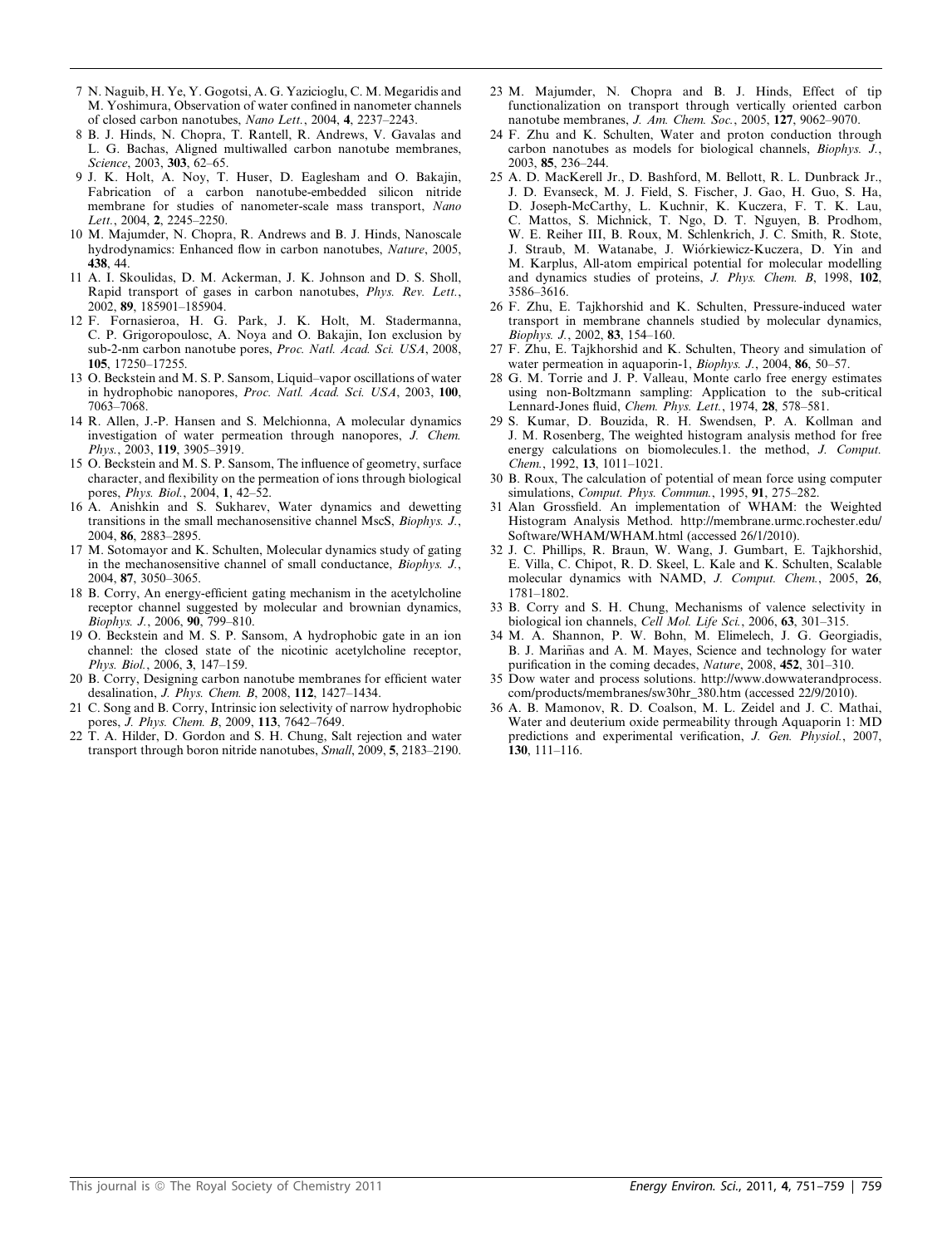7 N. Naguib, H. Ye, Y. Gogotsi, A. G. Yazicioglu, C. M. Megaridis and M. Yoshimura, Observation of water confined in nanometer channels of closed carbon nanotubes, *Nano Lett.*, 2004, **4**, 2237–2243.

8 B. J. Hinds, N. Chopra, T. Rantell, R. Andrews, V. Gavalas and L. G. Bachas, Aligned multiwalled carbon nanotube membranes, *Science*, 2003, **303**, 62–65.

9 J. K. Holt, A. Noy, T. Huser, D. Eaglesham and O. Bakajin, Fabrication of a carbon nanotube-embedded silicon nitride membrane for studies of nanometer-scale mass transport, *Nano Lett.*, 2004, **2**, 2245–2250.

10 M. Majumder, N. Chopra, R. Andrews and B. J. Hinds, Nanoscale hydrodynamics: Enhanced flow in carbon nanotubes, *Nature*, 2005, **438**, 44.

11 A. I. Skoulidas, D. M. Ackerman, J. K. Johnson and D. S. Sholl, Rapid transport of gases in carbon nanotubes, *Phys. Rev. Lett.*, 2002, **89**, 185901–185904.

12 F. Fornasieroa, H. G. Park, J. K. Holt, M. Stadermanna, C. P. Grigoropoulosc, A. Noya and O. Bakajin, Ion exclusion by sub-2-nm carbon nanotube pores, *Proc. Natl. Acad. Sci. USA*, 2008, **105**, 17250–17255.

13 O. Beckstein and M. S. P. Sansom, Liquid–vapor oscillations of water in hydrophobic nanopores, *Proc. Natl. Acad. Sci. USA*, 2003, **100**, 7063–7068.

14 R. Allen, J.-P. Hansen and S. Melchionna, A molecular dynamics investigation of water permeation through nanopores, *J. Chem. Phys.*, 2003, **119**, 3905–3919.

15 O. Beckstein and M. S. P. Sansom, The influence of geometry, surface character, and flexibility on the permeation of ions through biological pores, *Phys. Biol.*, 2004, **1**, 42–52.

16 A. Anishkin and S. Sukharev, Water dynamics and dewetting transitions in the small mechanosensitive channel MscS, *Biophys. J.*, 2004, **86**, 2883–2895.

17 M. Sotomayor and K. Schulten, Molecular dynamics study of gating in the mechanosensitive channel of small conductance, *Biophys. J.*, 2004, **87**, 3050–3065.

18 B. Corry, An energy-efficient gating mechanism in the acetylcholine receptor channel suggested by molecular and brownian dynamics, *Biophys. J.*, 2006, **90**, 799–810.

19 O. Beckstein and M. S. P. Sansom, A hydrophobic gate in an ion channel: the closed state of the nicotinic acetylcholine receptor, *Phys. Biol.*, 2006, **3**, 147–159.

20 B. Corry, Designing carbon nanotube membranes for efficient water desalination, *J. Phys. Chem. B*, 2008, **112**, 1427–1434.

21 C. Song and B. Corry, Intrinsic ion selectivity of narrow hydrophobic pores, *J. Phys. Chem. B*, 2009, **113**, 7642–7649.

22 T. A. Hilder, D. Gordon and S. H. Chung, Salt rejection and water transport through boron nitride nanotubes, *Small*, 2009, **5**, 2183–2190.

23 M. Majumder, N. Chopra and B. J. Hinds, Effect of tip functionalization on transport through vertically oriented carbon nanotube membranes, *J. Am. Chem. Soc.*, 2005, **127**, 9062–9070.

24 F. Zhu and K. Schulten, Water and proton conduction through carbon nanotubes as models for biological channels, *Biophys. J.*, 2003, **85**, 236–244.

25 A. D. MacKerell Jr., D. Bashford, M. Bellott, R. L. Dunbrack Jr., J. D. Evanseck, M. J. Field, S. Fischer, J. Gao, H. Guo, S. Ha, D. Joseph-McCarthy, L. Kuchnir, K. Kuczera, F. T. K. Lau, C. Mattos, S. Michnick, T. Ngo, D. T. Nguyen, B. Prodhom, W. E. Reiher III, B. Roux, M. Schlenkrich, J. C. Smith, R. Stote, J. Straub, M. Watanabe, J. Wiórkiewicz-Kuczera, D. Yin and M. Karplus, All-atom empirical potential for molecular modelling and dynamics studies of proteins, *J. Phys. Chem. B*, 1998, **102**, 3586–3616.

26 F. Zhu, E. Tajkhorshid and K. Schulten, Pressure-induced water transport in membrane channels studied by molecular dynamics, *Biophys. J.*, 2002, **83**, 154–160.

27 F. Zhu, E. Tajkhorshid and K. Schulten, Theory and simulation of water permeation in aquaporin-1, *Biophys. J.*, 2004, **86**, 50–57.

28 G. M. Torrie and J. P. Valleau, Monte carlo free energy estimates using non-Boltzmann sampling: Application to the sub-critical Lennard-Jones fluid, *Chem. Phys. Lett.*, 1974, **28**, 578–581.

29 S. Kumar, D. Bouzida, R. H. Swendsen, P. A. Kollman and J. M. Rosenberg, The weighted histogram analysis method for free energy calculations on biomolecules.1. the method, *J. Comput. Chem.*, 1992, **13**, 1011–1021.

30 B. Roux, The calculation of potential of mean force using computer simulations, *Comput. Phys. Commun.*, 1995, **91**, 275–282.

31 Alan Grossfield. An implementation of WHAM: the Weighted Histogram Analysis Method. http://membrane.urmc.rochester.edu/Software/WHAM/WHAM.html (accessed 26/1/2010).

32 J. C. Phillips, R. Braun, W. Wang, J. Gumbart, E. Tajkhorshid, E. Villa, C. Chipot, R. D. Skeel, L. Kale and K. Schulten, Scalable molecular dynamics with NAMD, *J. Comput. Chem.*, 2005, **26**, 1781–1802.

33 B. Corry and S. H. Chung, Mechanisms of valence selectivity in biological ion channels, *Cell Mol. Life Sci.*, 2006, **63**, 301–315.

34 M. A. Shannon, P. W. Bohn, M. Elimelech, J. G. Georgiadis, B. J. Mariñas and A. M. Mayes, Science and technology for water purification in the coming decades, *Nature*, 2008, **452**, 301–310.

35 Dow water and process solutions. http://www.dowwaterandprocess.com/products/membranes/sw30hr_380.htm (accessed 22/9/2010).

36 A. B. Mamonov, R. D. Coalson, M. L. Zeidel and J. C. Mathai, Water and deuterium oxide permeability through Aquaporin 1: MD predictions and experimental verification, *J. Gen. Physiol.*, 2007, **130**, 111–116.